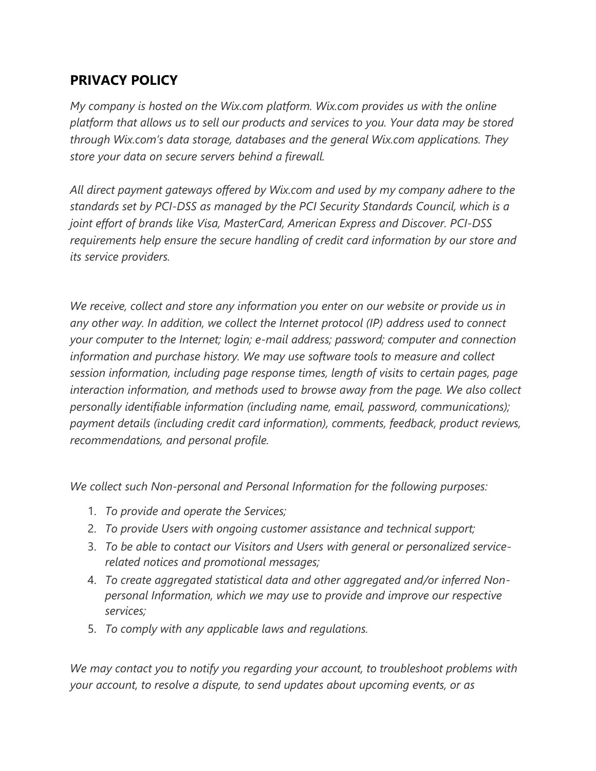## PRIVACY POLICY

*My company is hosted on the Wix.com platform. Wix.com provides us with the online platform that allows us to sell our products and services to you. Your data may be stored through Wix.com's data storage, databases and the general Wix.com applications. They store your data on secure servers behind a firewall.*

*All direct payment gateways offered by Wix.com and used by my company adhere to the standards set by PCI-DSS as managed by the PCI Security Standards Council, which is a joint effort of brands like Visa, MasterCard, American Express and Discover. PCI-DSS requirements help ensure the secure handling of credit card information by our store and its service providers.*

*We receive, collect and store any information you enter on our website or provide us in any other way. In addition, we collect the Internet protocol (IP) address used to connect your computer to the Internet; login; e-mail address; password; computer and connection information and purchase history. We may use software tools to measure and collect session information, including page response times, length of visits to certain pages, page interaction information, and methods used to browse away from the page. We also collect personally identifiable information (including name, email, password, communications); payment details (including credit card information), comments, feedback, product reviews, recommendations, and personal profile.*

*We collect such Non-personal and Personal Information for the following purposes:*

1. *To provide and operate the Services;*
2. *To provide Users with ongoing customer assistance and technical support;*
3. *To be able to contact our Visitors and Users with general or personalized service-related notices and promotional messages;*
4. *To create aggregated statistical data and other aggregated and/or inferred Non-personal Information, which we may use to provide and improve our respective services;*
5. *To comply with any applicable laws and regulations.*

*We may contact you to notify you regarding your account, to troubleshoot problems with your account, to resolve a dispute, to send updates about upcoming events, or as*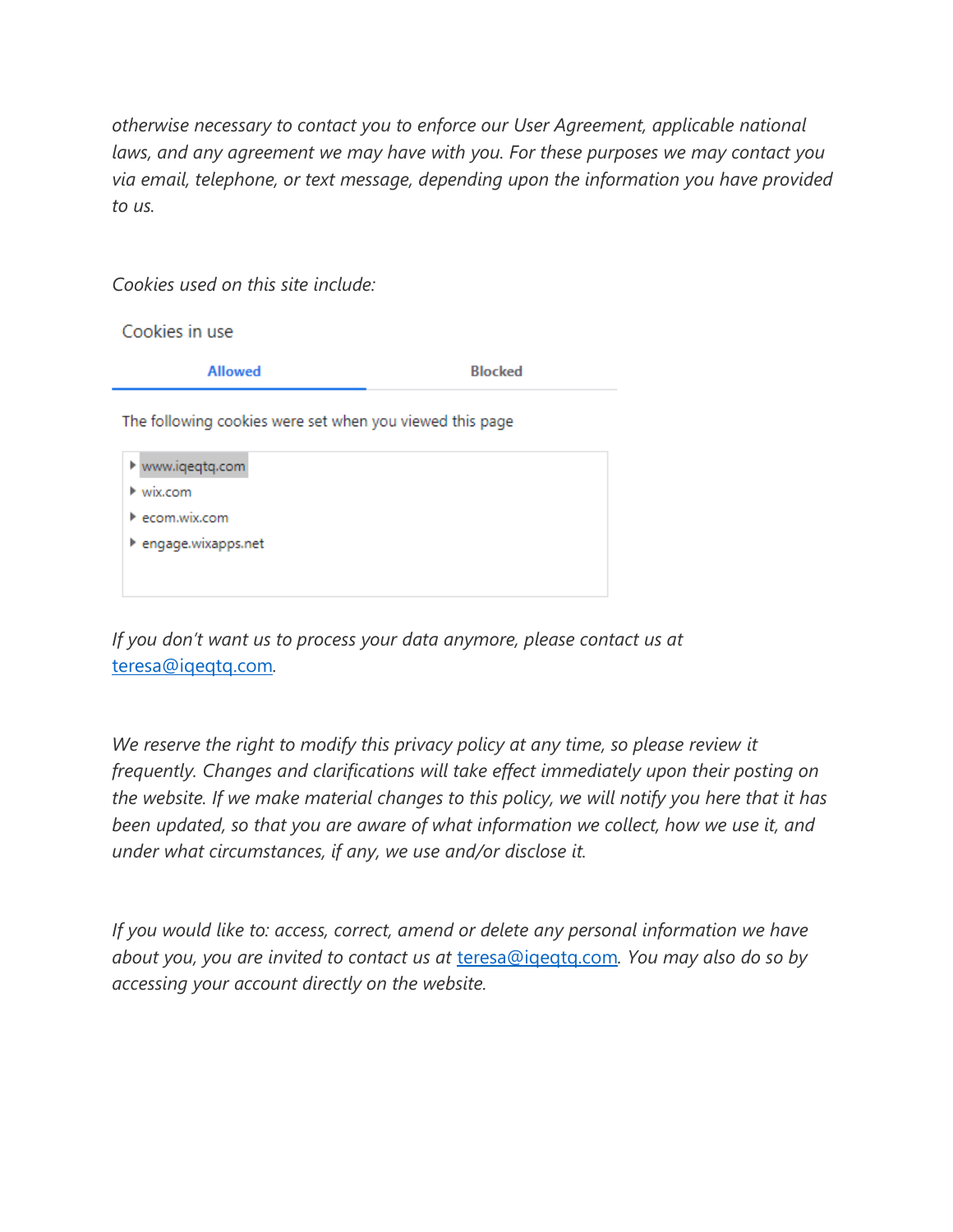*otherwise necessary to contact you to enforce our User Agreement, applicable national laws, and any agreement we may have with you. For these purposes we may contact you via email, telephone, or text message, depending upon the information you have provided to us.*

*Cookies used on this site include:*

Cookies in use

**Allowed** Blocked

The following cookies were set when you viewed this page

- www.iqeqtq.com
- wix.com
- ecom.wix.com
- engage.wixapps.net

*If you don't want us to process your data anymore, please contact us at* teresa@iqeqtq.com.

*We reserve the right to modify this privacy policy at any time, so please review it frequently. Changes and clarifications will take effect immediately upon their posting on the website. If we make material changes to this policy, we will notify you here that it has been updated, so that you are aware of what information we collect, how we use it, and under what circumstances, if any, we use and/or disclose it.*

*If you would like to: access, correct, amend or delete any personal information we have about you, you are invited to contact us at* teresa@iqeqtq.com. *You may also do so by accessing your account directly on the website.*